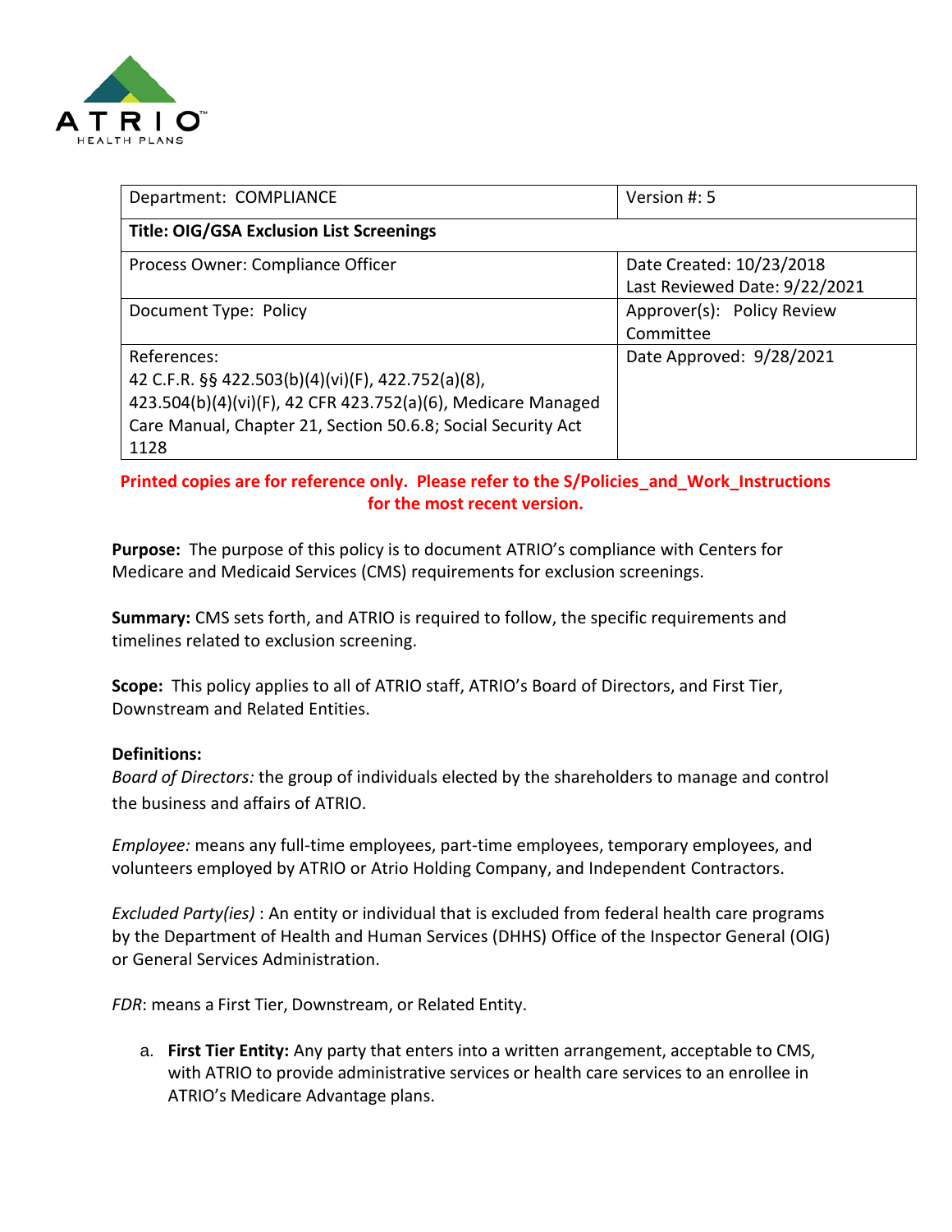| Department: COMPLIANCE | Version #: 5 |
|---|---|
| **Title: OIG/GSA Exclusion List Screenings** | |
| Process Owner: Compliance Officer | Date Created: 10/23/2018<br>Last Reviewed Date: 9/22/2021 |
| Document Type: Policy | Approver(s): Policy Review Committee |
| References:<br>42 C.F.R. §§ 422.503(b)(4)(vi)(F), 422.752(a)(8), 423.504(b)(4)(vi)(F), 42 CFR 423.752(a)(6), Medicare Managed Care Manual, Chapter 21, Section 50.6.8; Social Security Act 1128 | Date Approved: 9/28/2021 |

**Printed copies are for reference only. Please refer to the S/Policies_and_Work_Instructions for the most recent version.**

**Purpose:** The purpose of this policy is to document ATRIO's compliance with Centers for Medicare and Medicaid Services (CMS) requirements for exclusion screenings.

**Summary:** CMS sets forth, and ATRIO is required to follow, the specific requirements and timelines related to exclusion screening.

**Scope:** This policy applies to all of ATRIO staff, ATRIO's Board of Directors, and First Tier, Downstream and Related Entities.

**Definitions:**

*Board of Directors:* the group of individuals elected by the shareholders to manage and control the business and affairs of ATRIO.

*Employee:* means any full-time employees, part-time employees, temporary employees, and volunteers employed by ATRIO or Atrio Holding Company, and Independent Contractors.

*Excluded Party(ies)* : An entity or individual that is excluded from federal health care programs by the Department of Health and Human Services (DHHS) Office of the Inspector General (OIG) or General Services Administration.

*FDR*: means a First Tier, Downstream, or Related Entity.

a. **First Tier Entity:** Any party that enters into a written arrangement, acceptable to CMS, with ATRIO to provide administrative services or health care services to an enrollee in ATRIO's Medicare Advantage plans.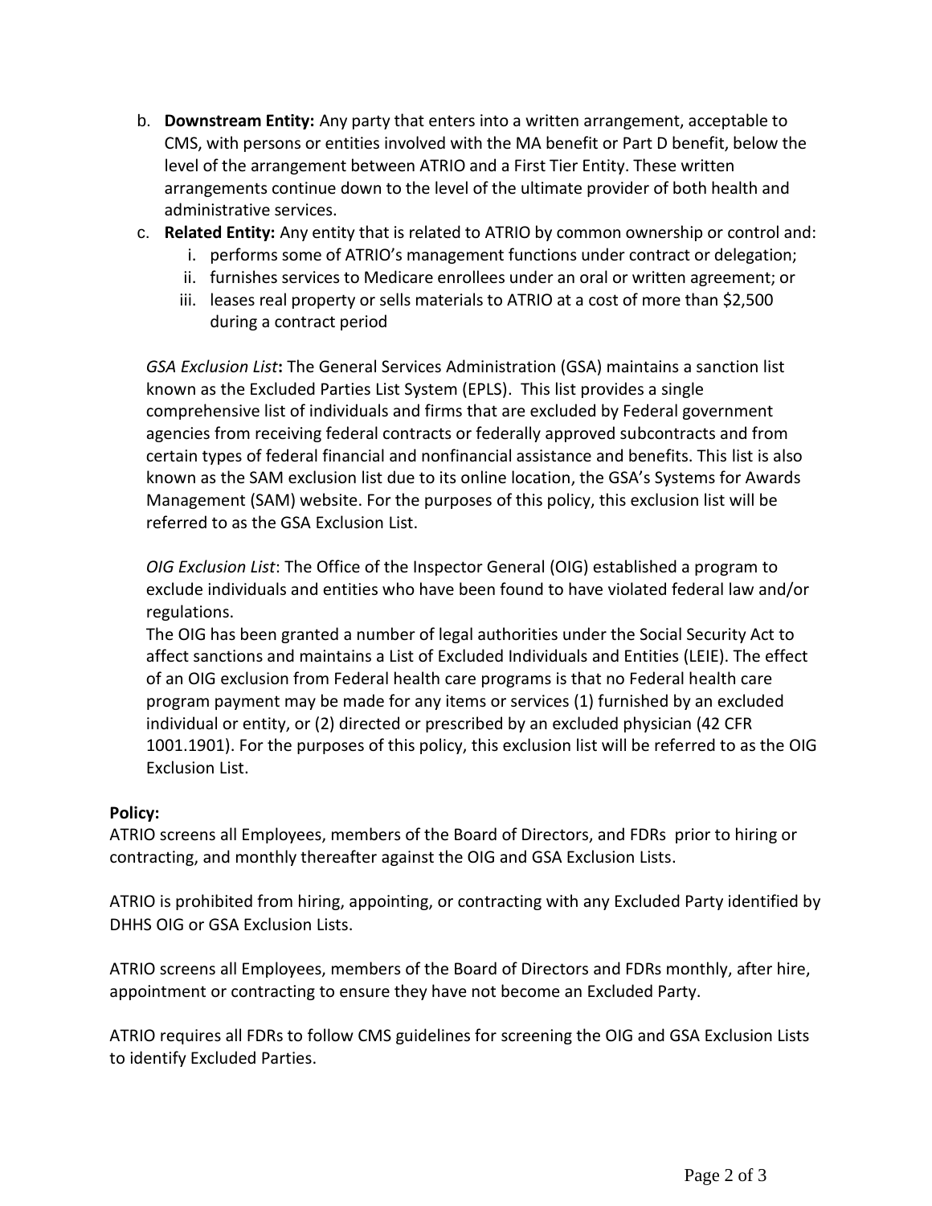b. **Downstream Entity:** Any party that enters into a written arrangement, acceptable to CMS, with persons or entities involved with the MA benefit or Part D benefit, below the level of the arrangement between ATRIO and a First Tier Entity. These written arrangements continue down to the level of the ultimate provider of both health and administrative services.

c. **Related Entity:** Any entity that is related to ATRIO by common ownership or control and:
   i. performs some of ATRIO's management functions under contract or delegation;
   ii. furnishes services to Medicare enrollees under an oral or written agreement; or
   iii. leases real property or sells materials to ATRIO at a cost of more than $2,500 during a contract period

*GSA Exclusion List***:** The General Services Administration (GSA) maintains a sanction list known as the Excluded Parties List System (EPLS). This list provides a single comprehensive list of individuals and firms that are excluded by Federal government agencies from receiving federal contracts or federally approved subcontracts and from certain types of federal financial and nonfinancial assistance and benefits. This list is also known as the SAM exclusion list due to its online location, the GSA's Systems for Awards Management (SAM) website. For the purposes of this policy, this exclusion list will be referred to as the GSA Exclusion List.

*OIG Exclusion List*: The Office of the Inspector General (OIG) established a program to exclude individuals and entities who have been found to have violated federal law and/or regulations.
The OIG has been granted a number of legal authorities under the Social Security Act to affect sanctions and maintains a List of Excluded Individuals and Entities (LEIE). The effect of an OIG exclusion from Federal health care programs is that no Federal health care program payment may be made for any items or services (1) furnished by an excluded individual or entity, or (2) directed or prescribed by an excluded physician (42 CFR 1001.1901). For the purposes of this policy, this exclusion list will be referred to as the OIG Exclusion List.

**Policy:**

ATRIO screens all Employees, members of the Board of Directors, and FDRs prior to hiring or contracting, and monthly thereafter against the OIG and GSA Exclusion Lists.

ATRIO is prohibited from hiring, appointing, or contracting with any Excluded Party identified by DHHS OIG or GSA Exclusion Lists.

ATRIO screens all Employees, members of the Board of Directors and FDRs monthly, after hire, appointment or contracting to ensure they have not become an Excluded Party.

ATRIO requires all FDRs to follow CMS guidelines for screening the OIG and GSA Exclusion Lists to identify Excluded Parties.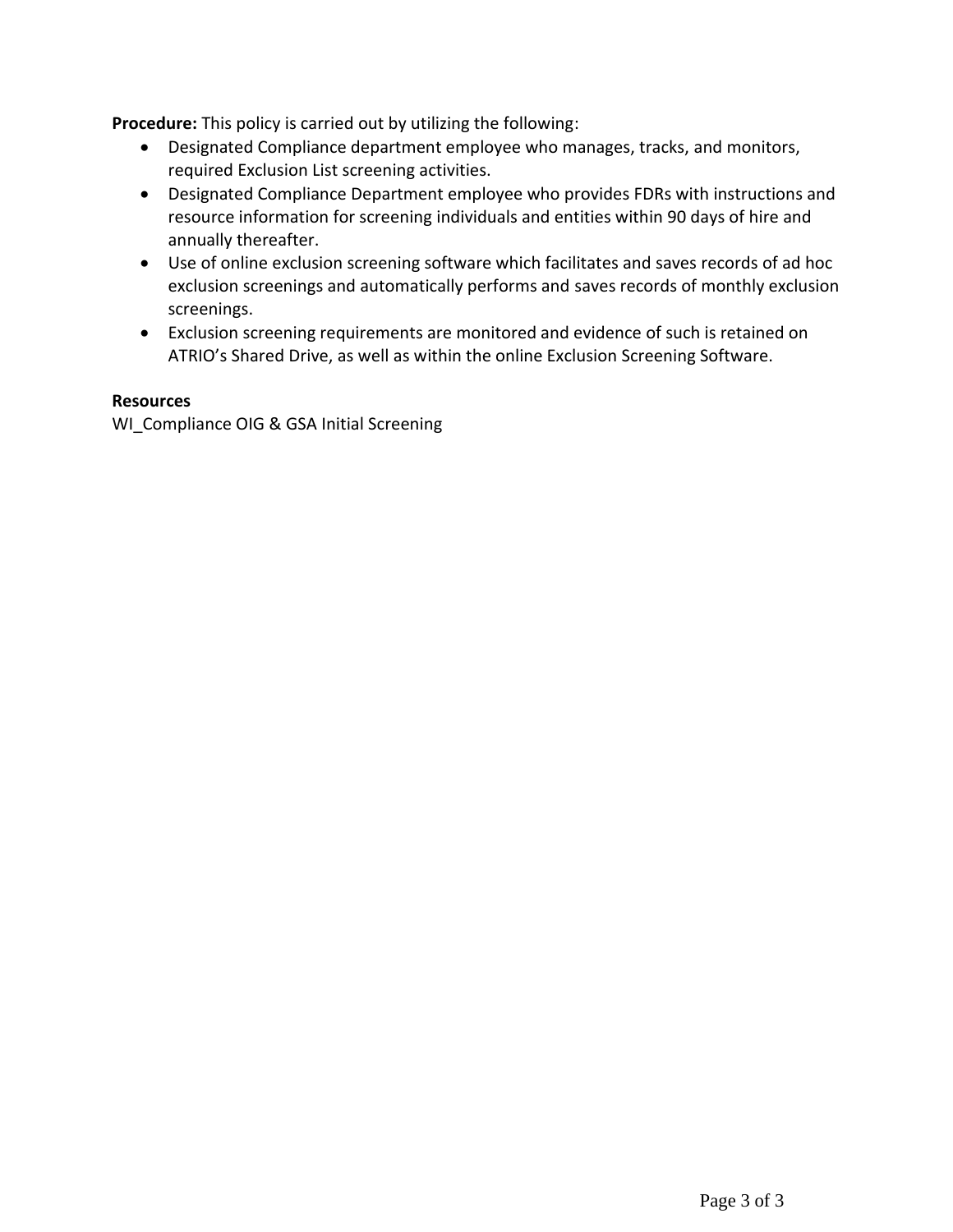**Procedure:** This policy is carried out by utilizing the following:

- Designated Compliance department employee who manages, tracks, and monitors, required Exclusion List screening activities.
- Designated Compliance Department employee who provides FDRs with instructions and resource information for screening individuals and entities within 90 days of hire and annually thereafter.
- Use of online exclusion screening software which facilitates and saves records of ad hoc exclusion screenings and automatically performs and saves records of monthly exclusion screenings.
- Exclusion screening requirements are monitored and evidence of such is retained on ATRIO's Shared Drive, as well as within the online Exclusion Screening Software.

**Resources**

WI_Compliance OIG & GSA Initial Screening